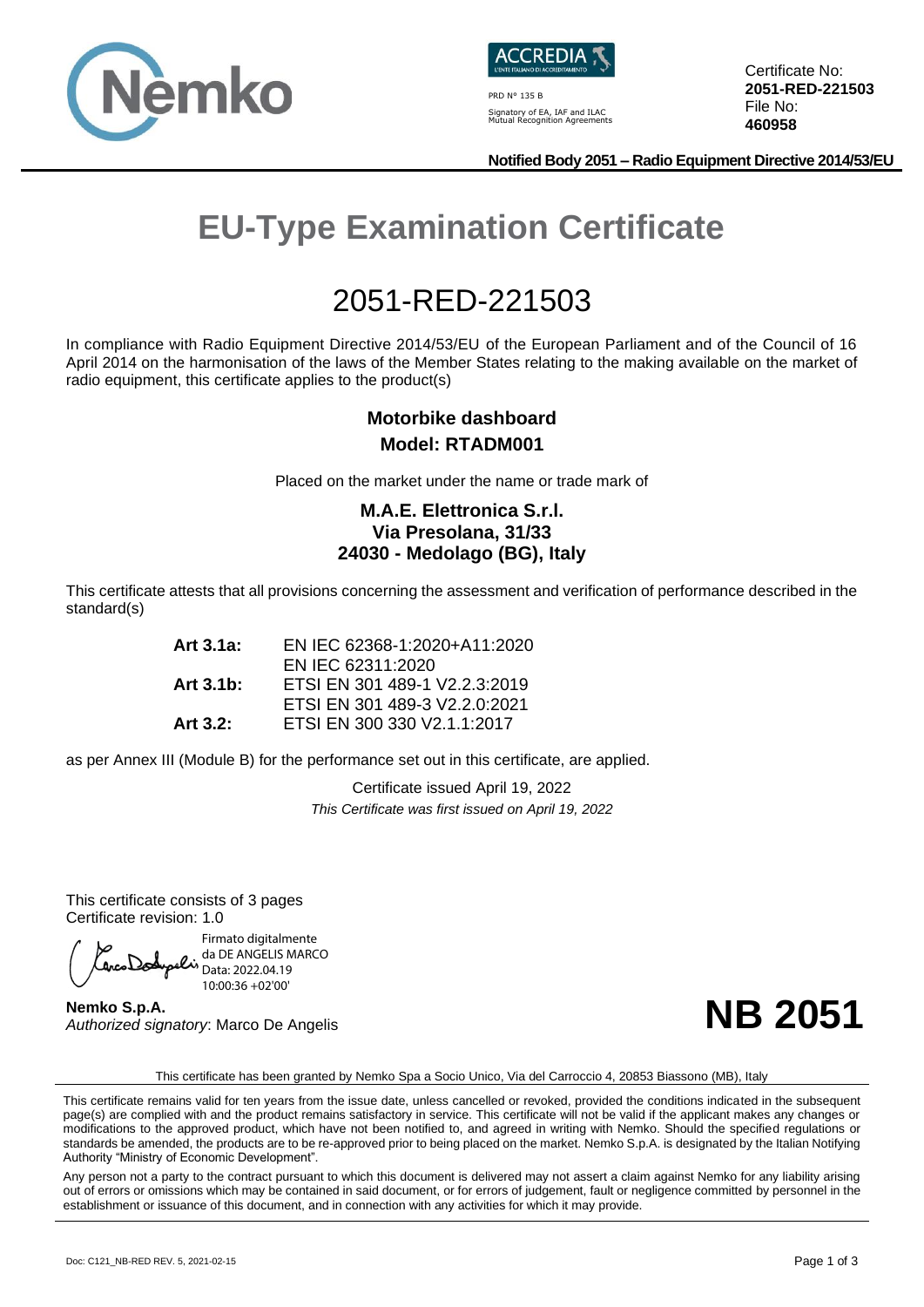Certificate No:
**2051-RED-221503**
File No:
**460958**

PRD N° 135 B
Signatory of EA, IAF and ILAC Mutual Recognition Agreements

**Notified Body 2051 – Radio Equipment Directive 2014/53/EU**

# EU-Type Examination Certificate

## 2051-RED-221503

In compliance with Radio Equipment Directive 2014/53/EU of the European Parliament and of the Council of 16 April 2014 on the harmonisation of the laws of the Member States relating to the making available on the market of radio equipment, this certificate applies to the product(s)

**Motorbike dashboard**
**Model: RTADM001**

Placed on the market under the name or trade mark of

**M.A.E. Elettronica S.r.l.**
**Via Presolana, 31/33**
**24030 - Medolago (BG), Italy**

This certificate attests that all provisions concerning the assessment and verification of performance described in the standard(s)

| | |
|---|---|
| **Art 3.1a:** | EN IEC 62368-1:2020+A11:2020 |
| | EN IEC 62311:2020 |
| **Art 3.1b:** | ETSI EN 301 489-1 V2.2.3:2019 |
| | ETSI EN 301 489-3 V2.2.0:2021 |
| **Art 3.2:** | ETSI EN 300 330 V2.1.1:2017 |

as per Annex III (Module B) for the performance set out in this certificate, are applied.

Certificate issued April 19, 2022
*This Certificate was first issued on April 19, 2022*

This certificate consists of 3 pages
Certificate revision: 1.0

Firmato digitalmente da DE ANGELIS MARCO
Data: 2022.04.19 10:00:36 +02'00'

**Nemko S.p.A.**
*Authorized signatory*: Marco De Angelis

**NB 2051**

This certificate has been granted by Nemko Spa a Socio Unico, Via del Carroccio 4, 20853 Biassono (MB), Italy

This certificate remains valid for ten years from the issue date, unless cancelled or revoked, provided the conditions indicated in the subsequent page(s) are complied with and the product remains satisfactory in service. This certificate will not be valid if the applicant makes any changes or modifications to the approved product, which have not been notified to, and agreed in writing with Nemko. Should the specified regulations or standards be amended, the products are to be re-approved prior to being placed on the market. Nemko S.p.A. is designated by the Italian Notifying Authority "Ministry of Economic Development".

Any person not a party to the contract pursuant to which this document is delivered may not assert a claim against Nemko for any liability arising out of errors or omissions which may be contained in said document, or for errors of judgement, fault or negligence committed by personnel in the establishment or issuance of this document, and in connection with any activities for which it may provide.

Doc: C121_NB-RED REV. 5, 2021-02-15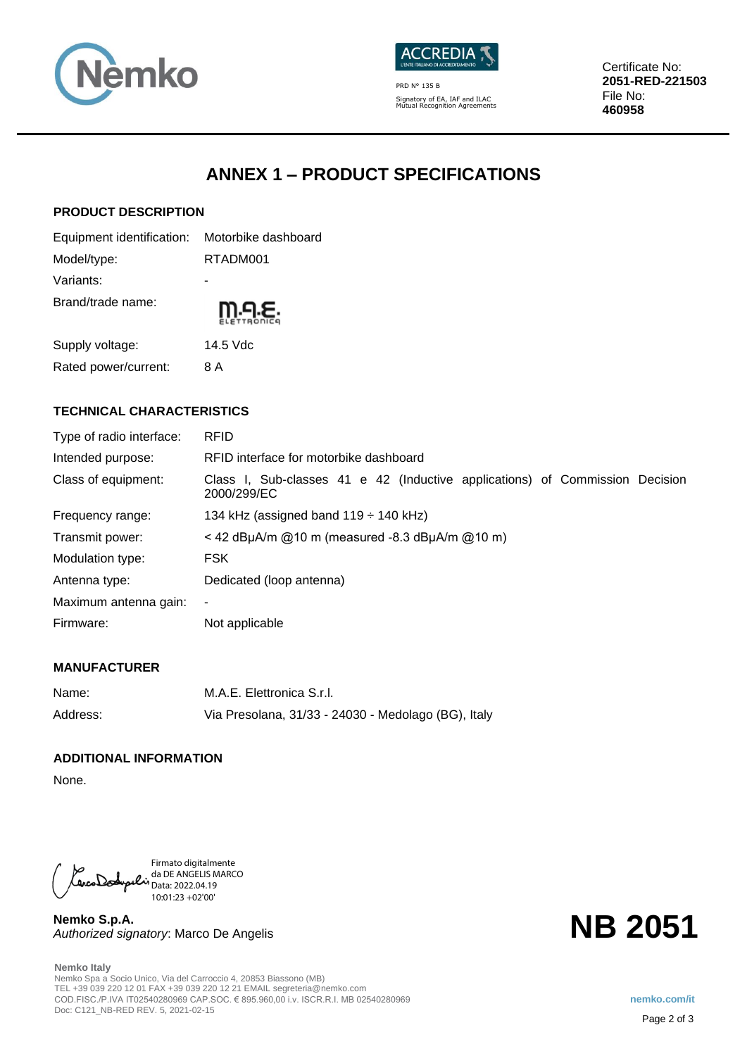Certificate No: **2051-RED-221503**
File No: **460958**

PRD N° 135 B
Signatory of EA, IAF and ILAC Mutual Recognition Agreements

# ANNEX 1 – PRODUCT SPECIFICATIONS

### PRODUCT DESCRIPTION

| | |
|---|---|
| Equipment identification: | Motorbike dashboard |
| Model/type: | RTADM001 |
| Variants: | - |
| Brand/trade name: | M.A.E. ELETTRONICA |
| Supply voltage: | 14.5 Vdc |
| Rated power/current: | 8 A |

### TECHNICAL CHARACTERISTICS

| | |
|---|---|
| Type of radio interface: | RFID |
| Intended purpose: | RFID interface for motorbike dashboard |
| Class of equipment: | Class I, Sub-classes 41 e 42 (Inductive applications) of Commission Decision 2000/299/EC |
| Frequency range: | 134 kHz (assigned band 119 ÷ 140 kHz) |
| Transmit power: | < 42 dBµA/m @10 m (measured -8.3 dBµA/m @10 m) |
| Modulation type: | FSK |
| Antenna type: | Dedicated (loop antenna) |
| Maximum antenna gain: | - |
| Firmware: | Not applicable |

### MANUFACTURER

| | |
|---|---|
| Name: | M.A.E. Elettronica S.r.l. |
| Address: | Via Presolana, 31/33 - 24030 - Medolago (BG), Italy |

### ADDITIONAL INFORMATION

None.

Firmato digitalmente da DE ANGELIS MARCO
Data: 2022.04.19 10:01:23 +02'00'

**Nemko S.p.A.**
*Authorized signatory*: Marco De Angelis

**NB 2051**

**Nemko Italy**
Nemko Spa a Socio Unico, Via del Carroccio 4, 20853 Biassono (MB)
TEL +39 039 220 12 01 FAX +39 039 220 12 21 EMAIL segreteria@nemko.com
COD.FISC./P.IVA IT02540280969 CAP.SOC. € 895.960,00 i.v. ISCR.R.I. MB 02540280969
Doc: C121_NB-RED REV. 5, 2021-02-15

nemko.com/it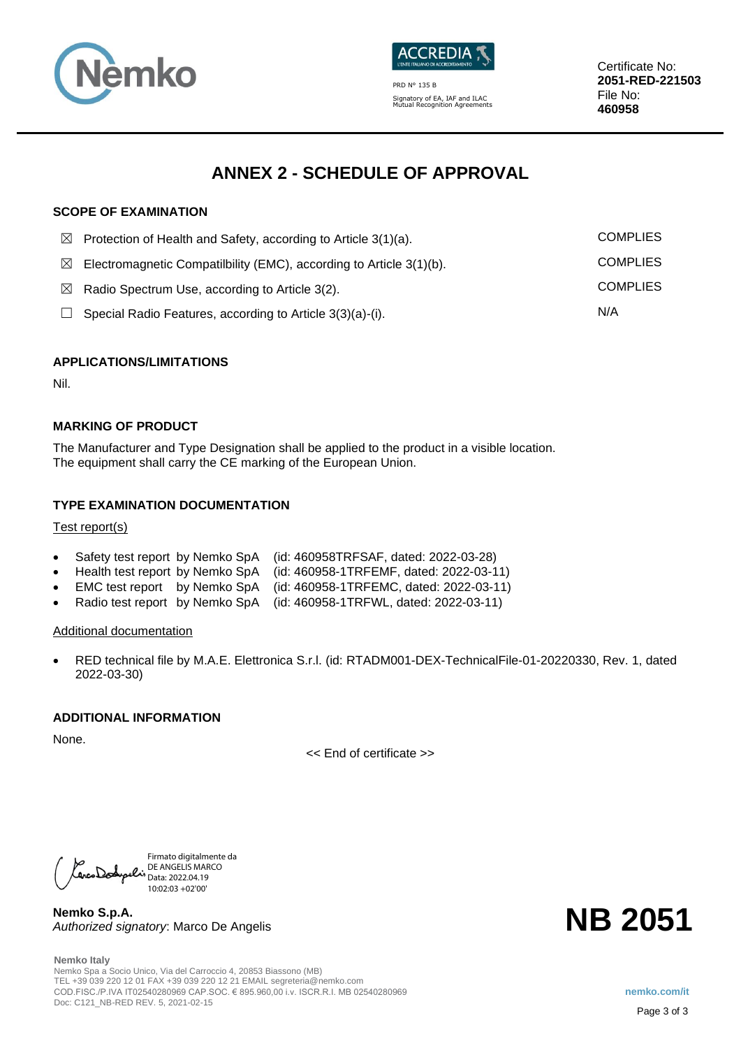Certificate No: **2051-RED-221503**
File No: **460958**

# ANNEX 2 - SCHEDULE OF APPROVAL

## SCOPE OF EXAMINATION

| | | |
|---|---|---|
| ☒ | Protection of Health and Safety, according to Article 3(1)(a). | COMPLIES |
| ☒ | Electromagnetic Compatilbility (EMC), according to Article 3(1)(b). | COMPLIES |
| ☒ | Radio Spectrum Use, according to Article 3(2). | COMPLIES |
| ☐ | Special Radio Features, according to Article 3(3)(a)-(i). | N/A |

## APPLICATIONS/LIMITATIONS

Nil.

## MARKING OF PRODUCT

The Manufacturer and Type Designation shall be applied to the product in a visible location.
The equipment shall carry the CE marking of the European Union.

## TYPE EXAMINATION DOCUMENTATION

Test report(s)

- Safety test report by Nemko SpA (id: 460958TRFSAF, dated: 2022-03-28)
- Health test report by Nemko SpA (id: 460958-1TRFEMF, dated: 2022-03-11)
- EMC test report by Nemko SpA (id: 460958-1TRFEMC, dated: 2022-03-11)
- Radio test report by Nemko SpA (id: 460958-1TRFWL, dated: 2022-03-11)

Additional documentation

- RED technical file by M.A.E. Elettronica S.r.l. (id: RTADM001-DEX-TechnicalFile-01-20220330, Rev. 1, dated 2022-03-30)

## ADDITIONAL INFORMATION

None.

<< End of certificate >>

Firmato digitalmente da DE ANGELIS MARCO
Data: 2022.04.19 10:02:03 +02'00'

**Nemko S.p.A.**
*Authorized signatory*: Marco De Angelis

**NB 2051**

**Nemko Italy**
Nemko Spa a Socio Unico, Via del Carroccio 4, 20853 Biassono (MB)
TEL +39 039 220 12 01 FAX +39 039 220 12 21 EMAIL segreteria@nemko.com
COD.FISC./P.IVA IT02540280969 CAP.SOC. € 895.960,00 i.v. ISCR.R.I. MB 02540280969
Doc: C121_NB-RED REV. 5, 2021-02-15

**nemko.com/it**